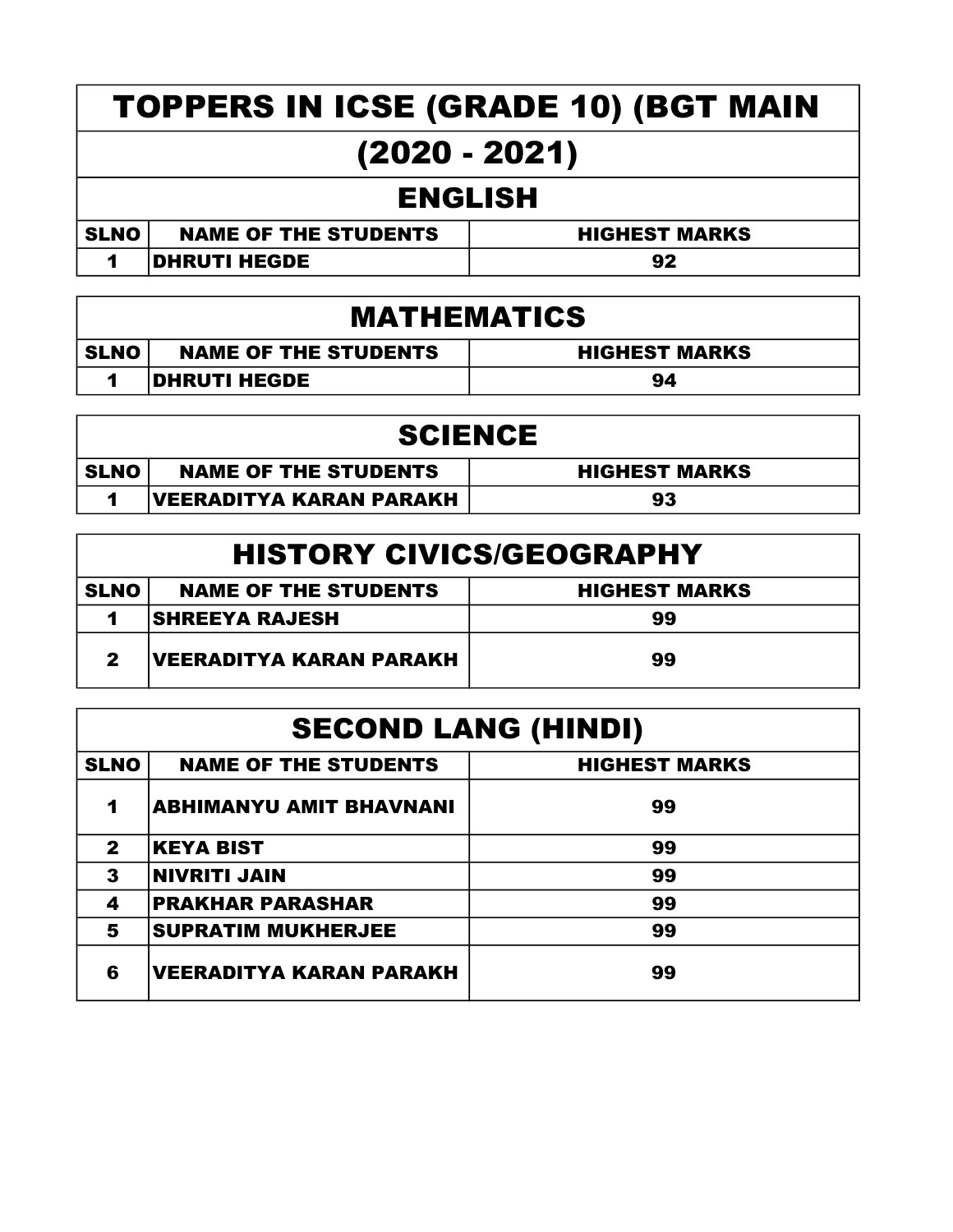# TOPPERS IN ICSE (GRADE 10) (BGT MAIN (2020 - 2021)

## ENGLISH

| SLNO | NAME OF THE STUDENTS | HIGHEST MARKS |
|---|---|---|
| 1 | DHRUTI HEGDE | 92 |

## MATHEMATICS

| SLNO | NAME OF THE STUDENTS | HIGHEST MARKS |
|---|---|---|
| 1 | DHRUTI HEGDE | 94 |

## SCIENCE

| SLNO | NAME OF THE STUDENTS | HIGHEST MARKS |
|---|---|---|
| 1 | VEERADITYA KARAN PARAKH | 93 |

## HISTORY CIVICS/GEOGRAPHY

| SLNO | NAME OF THE STUDENTS | HIGHEST MARKS |
|---|---|---|
| 1 | SHREEYA RAJESH | 99 |
| 2 | VEERADITYA KARAN PARAKH | 99 |

## SECOND LANG (HINDI)

| SLNO | NAME OF THE STUDENTS | HIGHEST MARKS |
|---|---|---|
| 1 | ABHIMANYU AMIT BHAVNANI | 99 |
| 2 | KEYA BIST | 99 |
| 3 | NIVRITI JAIN | 99 |
| 4 | PRAKHAR PARASHAR | 99 |
| 5 | SUPRATIM MUKHERJEE | 99 |
| 6 | VEERADITYA KARAN PARAKH | 99 |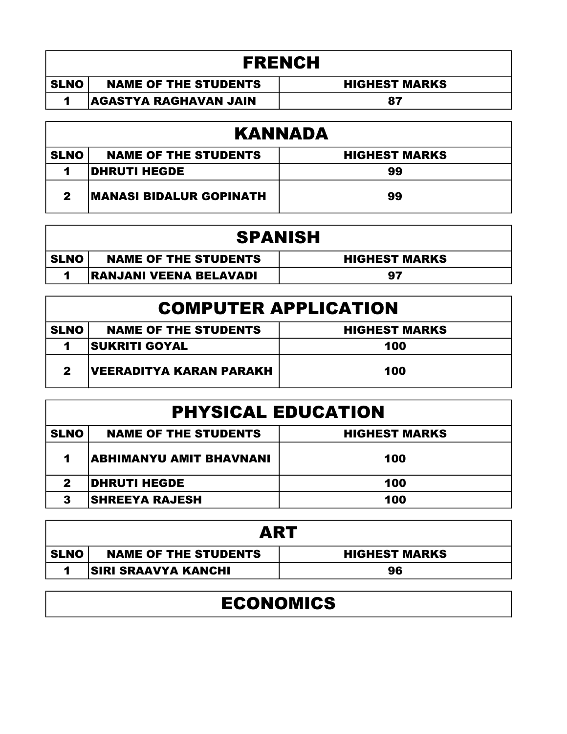## FRENCH

| SLNO | NAME OF THE STUDENTS | HIGHEST MARKS |
| --- | --- | --- |
| 1 | AGASTYA RAGHAVAN JAIN | 87 |

## KANNADA

| SLNO | NAME OF THE STUDENTS | HIGHEST MARKS |
| --- | --- | --- |
| 1 | DHRUTI HEGDE | 99 |
| 2 | MANASI BIDALUR GOPINATH | 99 |

## SPANISH

| SLNO | NAME OF THE STUDENTS | HIGHEST MARKS |
| --- | --- | --- |
| 1 | RANJANI VEENA BELAVADI | 97 |

## COMPUTER APPLICATION

| SLNO | NAME OF THE STUDENTS | HIGHEST MARKS |
| --- | --- | --- |
| 1 | SUKRITI GOYAL | 100 |
| 2 | VEERADITYA KARAN PARAKH | 100 |

## PHYSICAL EDUCATION

| SLNO | NAME OF THE STUDENTS | HIGHEST MARKS |
| --- | --- | --- |
| 1 | ABHIMANYU AMIT BHAVNANI | 100 |
| 2 | DHRUTI HEGDE | 100 |
| 3 | SHREEYA RAJESH | 100 |

## ART

| SLNO | NAME OF THE STUDENTS | HIGHEST MARKS |
| --- | --- | --- |
| 1 | SIRI SRAAVYA KANCHI | 96 |

## ECONOMICS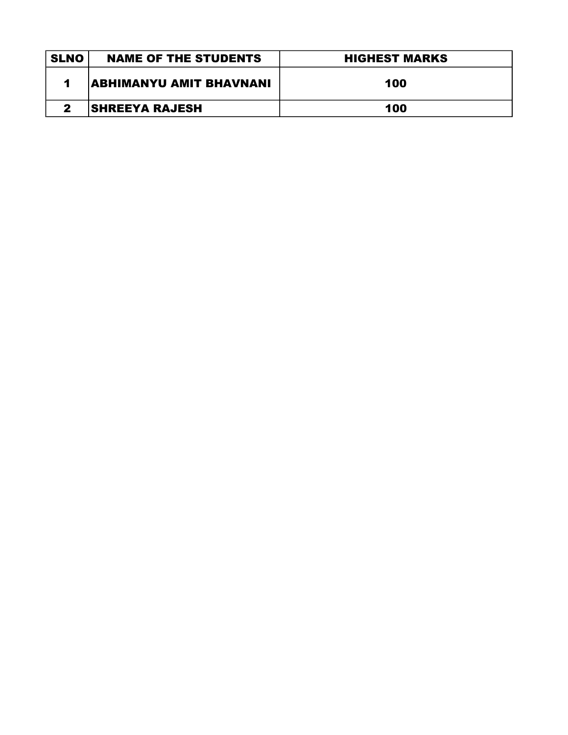| SLNO | NAME OF THE STUDENTS | HIGHEST MARKS |
|---|---|---|
| 1 | ABHIMANYU AMIT BHAVNANI | 100 |
| 2 | SHREEYA RAJESH | 100 |